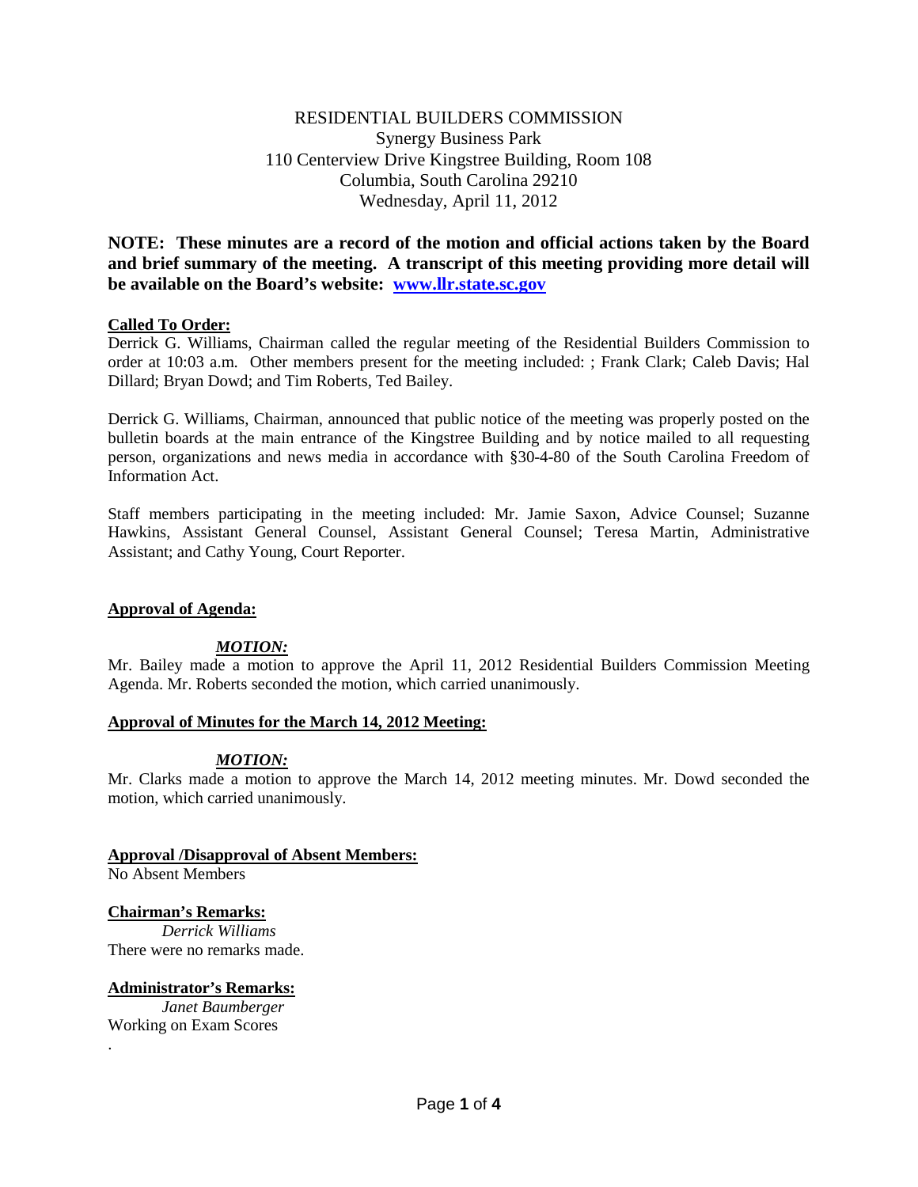RESIDENTIAL BUILDERS COMMISSION
Synergy Business Park
110 Centerview Drive Kingstree Building, Room 108
Columbia, South Carolina 29210
Wednesday, April 11, 2012

**NOTE: These minutes are a record of the motion and official actions taken by the Board and brief summary of the meeting. A transcript of this meeting providing more detail will be available on the Board's website: [www.llr.state.sc.gov](www.llr.state.sc.gov)**

**Called To Order:**
Derrick G. Williams, Chairman called the regular meeting of the Residential Builders Commission to order at 10:03 a.m. Other members present for the meeting included: ; Frank Clark; Caleb Davis; Hal Dillard; Bryan Dowd; and Tim Roberts, Ted Bailey.

Derrick G. Williams, Chairman, announced that public notice of the meeting was properly posted on the bulletin boards at the main entrance of the Kingstree Building and by notice mailed to all requesting person, organizations and news media in accordance with §30-4-80 of the South Carolina Freedom of Information Act.

Staff members participating in the meeting included: Mr. Jamie Saxon, Advice Counsel; Suzanne Hawkins, Assistant General Counsel, Assistant General Counsel; Teresa Martin, Administrative Assistant; and Cathy Young, Court Reporter.

**Approval of Agenda:**

***MOTION:***
Mr. Bailey made a motion to approve the April 11, 2012 Residential Builders Commission Meeting Agenda. Mr. Roberts seconded the motion, which carried unanimously.

**Approval of Minutes for the March 14, 2012 Meeting:**

***MOTION:***
Mr. Clarks made a motion to approve the March 14, 2012 meeting minutes. Mr. Dowd seconded the motion, which carried unanimously.

**Approval /Disapproval of Absent Members:**
No Absent Members

**Chairman's Remarks:**
*Derrick Williams*
There were no remarks made.

**Administrator's Remarks:**
*Janet Baumberger*
Working on Exam Scores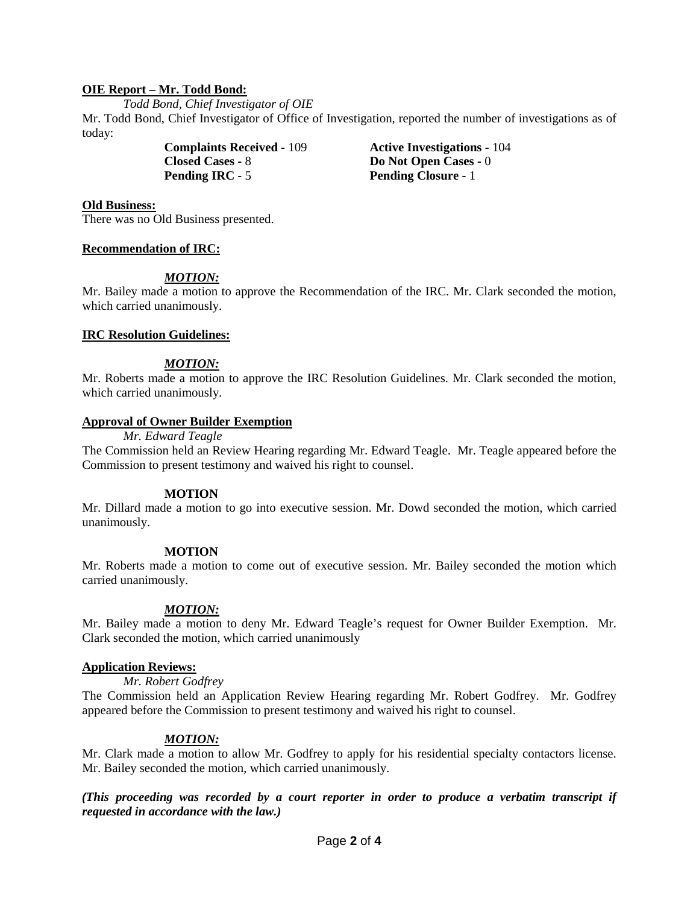**<u>OIE Report – Mr. Todd Bond:</u>**

*Todd Bond, Chief Investigator of OIE*

Mr. Todd Bond, Chief Investigator of Office of Investigation, reported the number of investigations as of today:

**Complaints Received -** 109
**Active Investigations -** 104
**Closed Cases -** 8
**Do Not Open Cases -** 0
**Pending IRC -** 5
**Pending Closure -** 1

**<u>Old Business:</u>**

There was no Old Business presented.

**<u>Recommendation of IRC:</u>**

***<u>MOTION:</u>***

Mr. Bailey made a motion to approve the Recommendation of the IRC. Mr. Clark seconded the motion, which carried unanimously.

**<u>IRC Resolution Guidelines:</u>**

***<u>MOTION:</u>***

Mr. Roberts made a motion to approve the IRC Resolution Guidelines. Mr. Clark seconded the motion, which carried unanimously.

**<u>Approval of Owner Builder Exemption</u>**

*Mr. Edward Teagle*

The Commission held an Review Hearing regarding Mr. Edward Teagle. Mr. Teagle appeared before the Commission to present testimony and waived his right to counsel.

**MOTION**

Mr. Dillard made a motion to go into executive session. Mr. Dowd seconded the motion, which carried unanimously.

**MOTION**

Mr. Roberts made a motion to come out of executive session. Mr. Bailey seconded the motion which carried unanimously.

***<u>MOTION:</u>***

Mr. Bailey made a motion to deny Mr. Edward Teagle's request for Owner Builder Exemption. Mr. Clark seconded the motion, which carried unanimously

**<u>Application Reviews:</u>**

*Mr. Robert Godfrey*

The Commission held an Application Review Hearing regarding Mr. Robert Godfrey. Mr. Godfrey appeared before the Commission to present testimony and waived his right to counsel.

***<u>MOTION:</u>***

Mr. Clark made a motion to allow Mr. Godfrey to apply for his residential specialty contactors license. Mr. Bailey seconded the motion, which carried unanimously.

***(This proceeding was recorded by a court reporter in order to produce a verbatim transcript if requested in accordance with the law.)***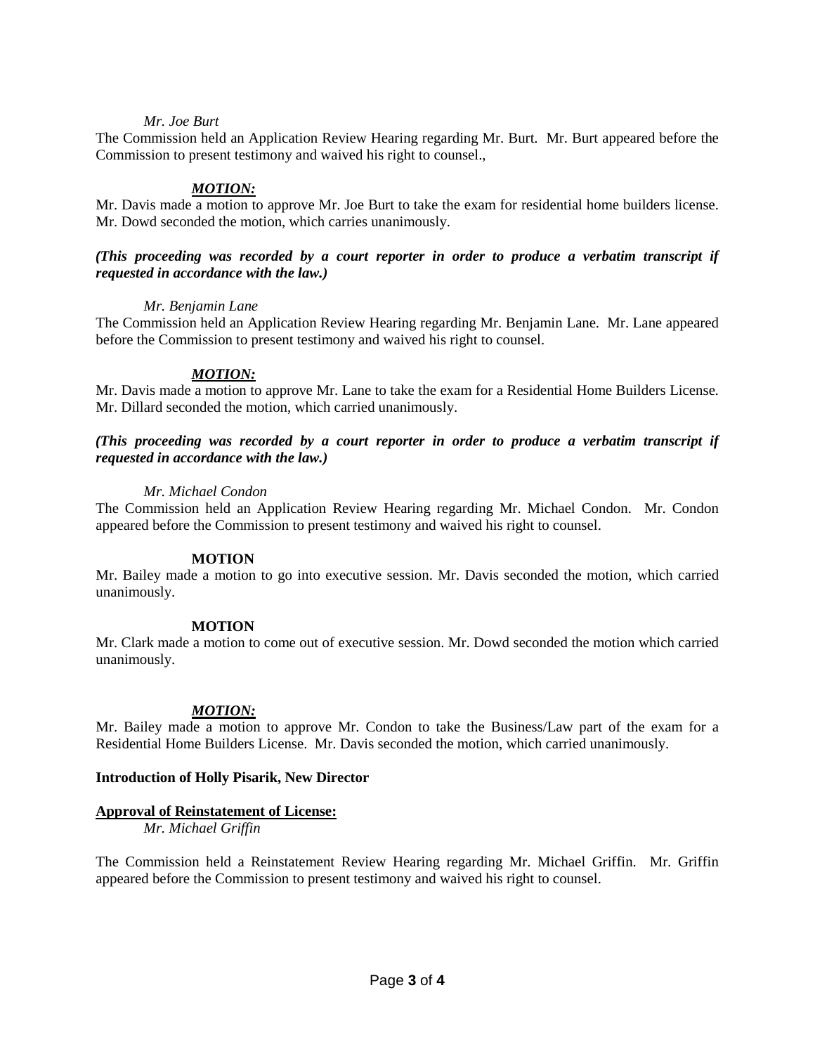*Mr. Joe Burt*

The Commission held an Application Review Hearing regarding Mr. Burt. Mr. Burt appeared before the Commission to present testimony and waived his right to counsel.,

***MOTION:***

Mr. Davis made a motion to approve Mr. Joe Burt to take the exam for residential home builders license. Mr. Dowd seconded the motion, which carries unanimously.

***(This proceeding was recorded by a court reporter in order to produce a verbatim transcript if requested in accordance with the law.)***

*Mr. Benjamin Lane*

The Commission held an Application Review Hearing regarding Mr. Benjamin Lane. Mr. Lane appeared before the Commission to present testimony and waived his right to counsel.

***MOTION:***

Mr. Davis made a motion to approve Mr. Lane to take the exam for a Residential Home Builders License. Mr. Dillard seconded the motion, which carried unanimously.

***(This proceeding was recorded by a court reporter in order to produce a verbatim transcript if requested in accordance with the law.)***

*Mr. Michael Condon*

The Commission held an Application Review Hearing regarding Mr. Michael Condon. Mr. Condon appeared before the Commission to present testimony and waived his right to counsel.

**MOTION**

Mr. Bailey made a motion to go into executive session. Mr. Davis seconded the motion, which carried unanimously.

**MOTION**

Mr. Clark made a motion to come out of executive session. Mr. Dowd seconded the motion which carried unanimously.

***MOTION:***

Mr. Bailey made a motion to approve Mr. Condon to take the Business/Law part of the exam for a Residential Home Builders License. Mr. Davis seconded the motion, which carried unanimously.

**Introduction of Holly Pisarik, New Director**

**Approval of Reinstatement of License:**

*Mr. Michael Griffin*

The Commission held a Reinstatement Review Hearing regarding Mr. Michael Griffin. Mr. Griffin appeared before the Commission to present testimony and waived his right to counsel.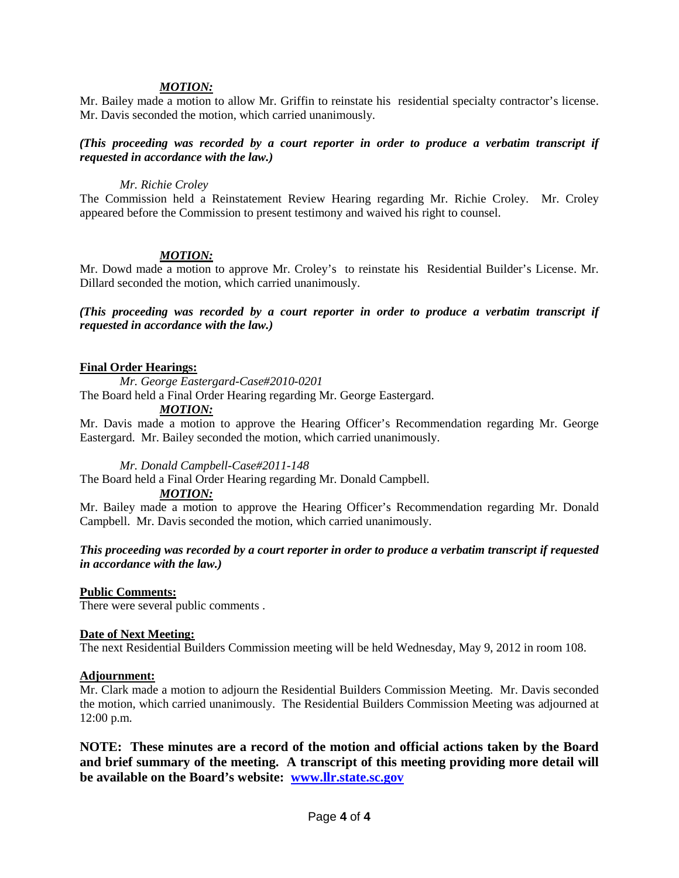***MOTION:***

Mr. Bailey made a motion to allow Mr. Griffin to reinstate his residential specialty contractor's license. Mr. Davis seconded the motion, which carried unanimously.

***(This proceeding was recorded by a court reporter in order to produce a verbatim transcript if requested in accordance with the law.)***

*Mr. Richie Croley*

The Commission held a Reinstatement Review Hearing regarding Mr. Richie Croley. Mr. Croley appeared before the Commission to present testimony and waived his right to counsel.

***MOTION:***

Mr. Dowd made a motion to approve Mr. Croley's to reinstate his Residential Builder's License. Mr. Dillard seconded the motion, which carried unanimously.

***(This proceeding was recorded by a court reporter in order to produce a verbatim transcript if requested in accordance with the law.)***

**Final Order Hearings:**

*Mr. George Eastergard-Case#2010-0201*

The Board held a Final Order Hearing regarding Mr. George Eastergard.

***MOTION:***

Mr. Davis made a motion to approve the Hearing Officer's Recommendation regarding Mr. George Eastergard. Mr. Bailey seconded the motion, which carried unanimously.

*Mr. Donald Campbell-Case#2011-148*

The Board held a Final Order Hearing regarding Mr. Donald Campbell.

***MOTION:***

Mr. Bailey made a motion to approve the Hearing Officer's Recommendation regarding Mr. Donald Campbell. Mr. Davis seconded the motion, which carried unanimously.

***This proceeding was recorded by a court reporter in order to produce a verbatim transcript if requested in accordance with the law.)***

**Public Comments:**

There were several public comments .

**Date of Next Meeting:**

The next Residential Builders Commission meeting will be held Wednesday, May 9, 2012 in room 108.

**Adjournment:**

Mr. Clark made a motion to adjourn the Residential Builders Commission Meeting. Mr. Davis seconded the motion, which carried unanimously. The Residential Builders Commission Meeting was adjourned at 12:00 p.m.

**NOTE: These minutes are a record of the motion and official actions taken by the Board and brief summary of the meeting. A transcript of this meeting providing more detail will be available on the Board's website: [www.llr.state.sc.gov](http://www.llr.state.sc.gov)**